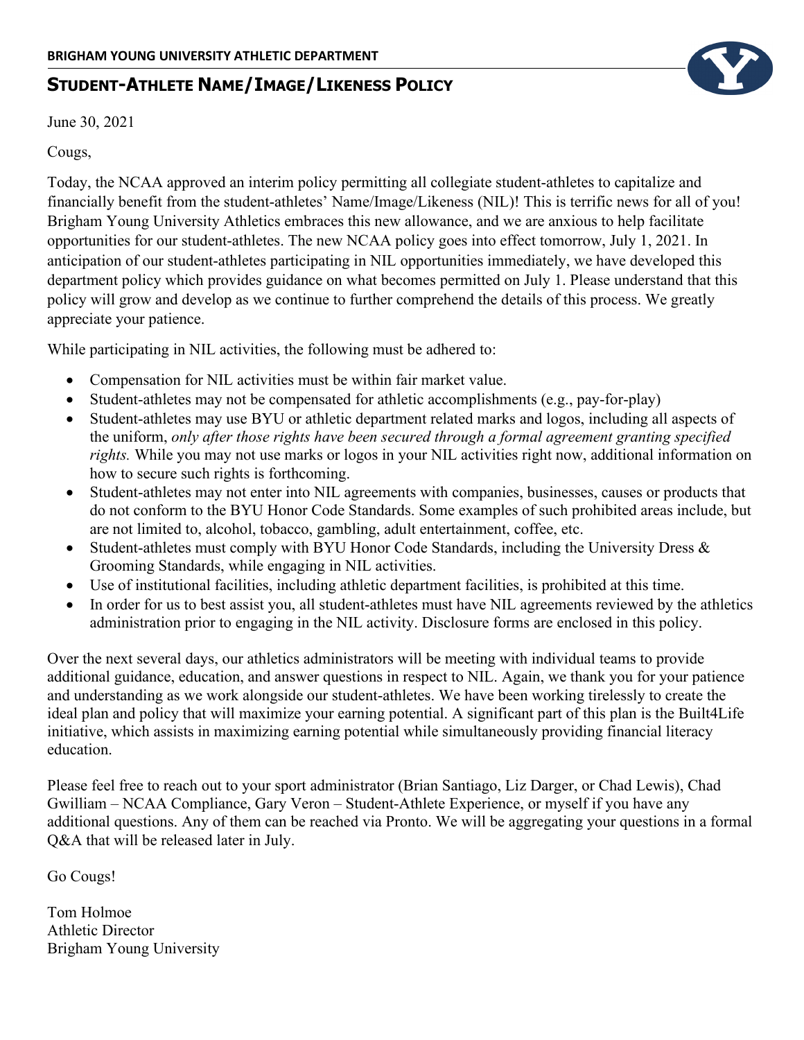**BRIGHAM YOUNG UNIVERSITY ATHLETIC DEPARTMENT**

# STUDENT-ATHLETE NAME/IMAGE/LIKENESS POLICY

June 30, 2021

Cougs,

Today, the NCAA approved an interim policy permitting all collegiate student-athletes to capitalize and financially benefit from the student-athletes' Name/Image/Likeness (NIL)! This is terrific news for all of you! Brigham Young University Athletics embraces this new allowance, and we are anxious to help facilitate opportunities for our student-athletes. The new NCAA policy goes into effect tomorrow, July 1, 2021. In anticipation of our student-athletes participating in NIL opportunities immediately, we have developed this department policy which provides guidance on what becomes permitted on July 1. Please understand that this policy will grow and develop as we continue to further comprehend the details of this process. We greatly appreciate your patience.

While participating in NIL activities, the following must be adhered to:

- Compensation for NIL activities must be within fair market value.
- Student-athletes may not be compensated for athletic accomplishments (e.g., pay-for-play)
- Student-athletes may use BYU or athletic department related marks and logos, including all aspects of the uniform, *only after those rights have been secured through a formal agreement granting specified rights.* While you may not use marks or logos in your NIL activities right now, additional information on how to secure such rights is forthcoming.
- Student-athletes may not enter into NIL agreements with companies, businesses, causes or products that do not conform to the BYU Honor Code Standards. Some examples of such prohibited areas include, but are not limited to, alcohol, tobacco, gambling, adult entertainment, coffee, etc.
- Student-athletes must comply with BYU Honor Code Standards, including the University Dress & Grooming Standards, while engaging in NIL activities.
- Use of institutional facilities, including athletic department facilities, is prohibited at this time.
- In order for us to best assist you, all student-athletes must have NIL agreements reviewed by the athletics administration prior to engaging in the NIL activity. Disclosure forms are enclosed in this policy.

Over the next several days, our athletics administrators will be meeting with individual teams to provide additional guidance, education, and answer questions in respect to NIL. Again, we thank you for your patience and understanding as we work alongside our student-athletes. We have been working tirelessly to create the ideal plan and policy that will maximize your earning potential. A significant part of this plan is the Built4Life initiative, which assists in maximizing earning potential while simultaneously providing financial literacy education.

Please feel free to reach out to your sport administrator (Brian Santiago, Liz Darger, or Chad Lewis), Chad Gwilliam – NCAA Compliance, Gary Veron – Student-Athlete Experience, or myself if you have any additional questions. Any of them can be reached via Pronto. We will be aggregating your questions in a formal Q&A that will be released later in July.

Go Cougs!

Tom Holmoe
Athletic Director
Brigham Young University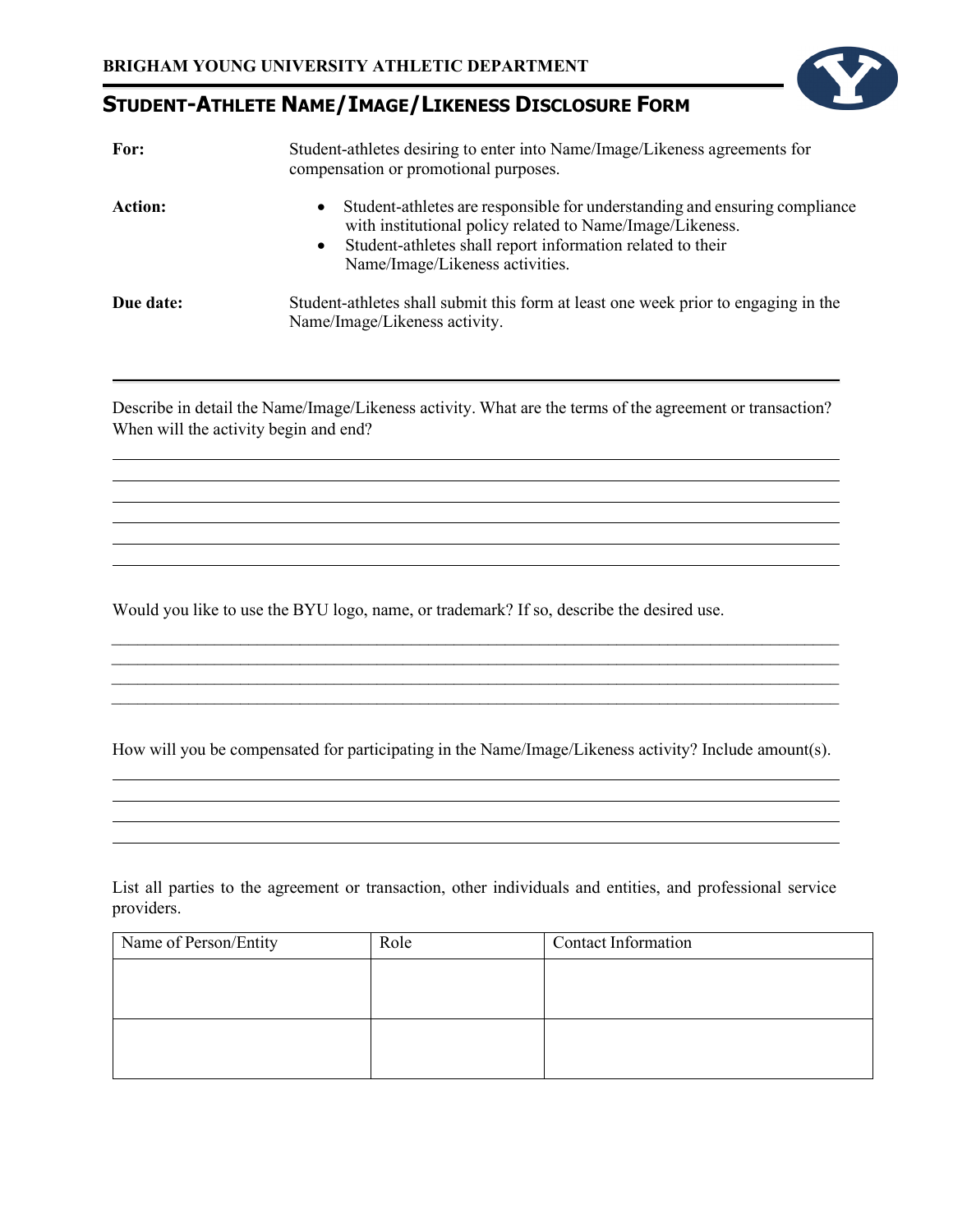**BRIGHAM YOUNG UNIVERSITY ATHLETIC DEPARTMENT**

# STUDENT-ATHLETE NAME/IMAGE/LIKENESS DISCLOSURE FORM

**For:** Student-athletes desiring to enter into Name/Image/Likeness agreements for compensation or promotional purposes.

**Action:**

- Student-athletes are responsible for understanding and ensuring compliance with institutional policy related to Name/Image/Likeness.
- Student-athletes shall report information related to their Name/Image/Likeness activities.

**Due date:** Student-athletes shall submit this form at least one week prior to engaging in the Name/Image/Likeness activity.

---

Describe in detail the Name/Image/Likeness activity. What are the terms of the agreement or transaction? When will the activity begin and end?

______________________________________________________________________________
______________________________________________________________________________
______________________________________________________________________________
______________________________________________________________________________
______________________________________________________________________________
______________________________________________________________________________

Would you like to use the BYU logo, name, or trademark? If so, describe the desired use.

______________________________________________________________________________
______________________________________________________________________________
______________________________________________________________________________
______________________________________________________________________________

How will you be compensated for participating in the Name/Image/Likeness activity? Include amount(s).

______________________________________________________________________________
______________________________________________________________________________
______________________________________________________________________________
______________________________________________________________________________

List all parties to the agreement or transaction, other individuals and entities, and professional service providers.

| Name of Person/Entity | Role | Contact Information |
| --- | --- | --- |
| | | |
| | | |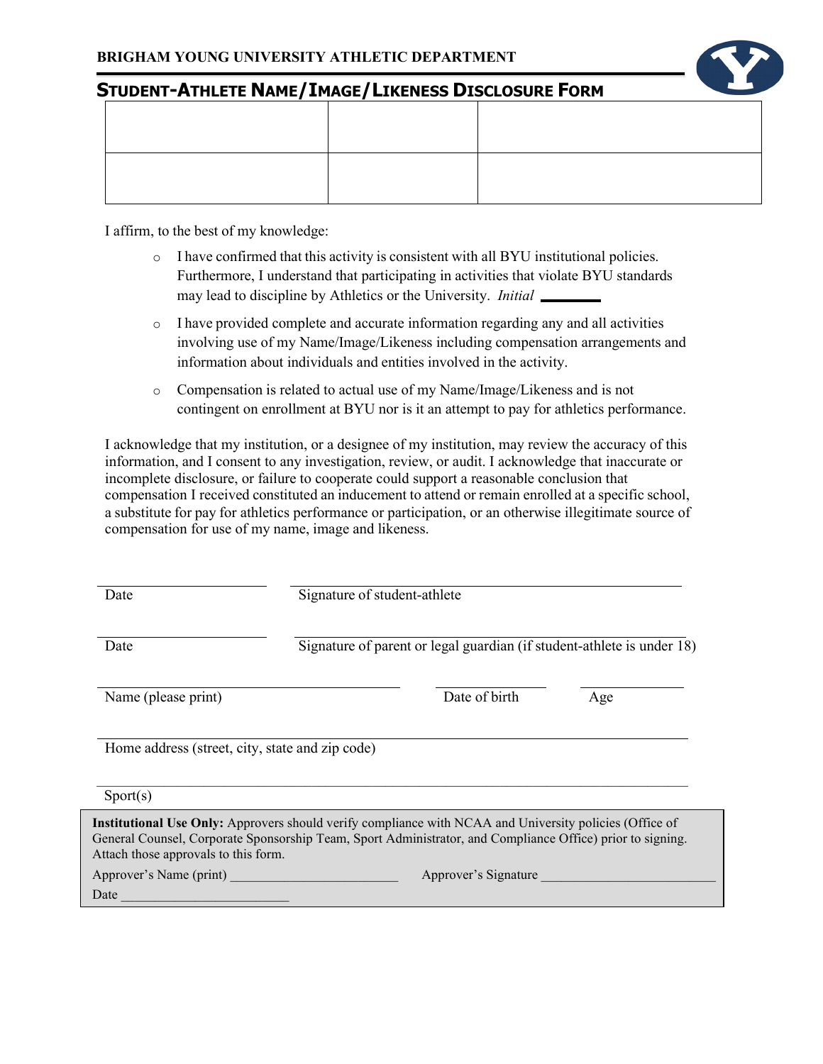BRIGHAM YOUNG UNIVERSITY ATHLETIC DEPARTMENT

## STUDENT-ATHLETE NAME/IMAGE/LIKENESS DISCLOSURE FORM

| | | |
|---|---|---|
| | | |
| | | |

I affirm, to the best of my knowledge:

- I have confirmed that this activity is consistent with all BYU institutional policies. Furthermore, I understand that participating in activities that violate BYU standards may lead to discipline by Athletics or the University. *Initial* \_\_\_\_\_\_\_\_
- I have provided complete and accurate information regarding any and all activities involving use of my Name/Image/Likeness including compensation arrangements and information about individuals and entities involved in the activity.
- Compensation is related to actual use of my Name/Image/Likeness and is not contingent on enrollment at BYU nor is it an attempt to pay for athletics performance.

I acknowledge that my institution, or a designee of my institution, may review the accuracy of this information, and I consent to any investigation, review, or audit. I acknowledge that inaccurate or incomplete disclosure, or failure to cooperate could support a reasonable conclusion that compensation I received constituted an inducement to attend or remain enrolled at a specific school, a substitute for pay for athletics performance or participation, or an otherwise illegitimate source of compensation for use of my name, image and likeness.

\_\_\_\_\_\_\_\_\_\_\_\_\_\_\_\_\_\_\_\_ \_\_\_\_\_\_\_\_\_\_\_\_\_\_\_\_\_\_\_\_\_\_\_\_\_\_\_\_\_\_\_\_\_\_\_\_\_\_\_\_\_\_\_\_
Date Signature of student-athlete

\_\_\_\_\_\_\_\_\_\_\_\_\_\_\_\_\_\_\_\_ \_\_\_\_\_\_\_\_\_\_\_\_\_\_\_\_\_\_\_\_\_\_\_\_\_\_\_\_\_\_\_\_\_\_\_\_\_\_\_\_\_\_\_\_
Date Signature of parent or legal guardian (if student-athlete is under 18)

\_\_\_\_\_\_\_\_\_\_\_\_\_\_\_\_\_\_\_\_\_\_\_\_\_\_\_\_\_\_\_\_\_\_\_ \_\_\_\_\_\_\_\_\_\_\_\_ \_\_\_\_\_\_\_\_\_\_\_\_
Name (please print) Date of birth Age

\_\_\_\_\_\_\_\_\_\_\_\_\_\_\_\_\_\_\_\_\_\_\_\_\_\_\_\_\_\_\_\_\_\_\_\_\_\_\_\_\_\_\_\_\_\_\_\_\_\_\_\_\_\_\_\_\_\_\_\_\_\_\_\_
Home address (street, city, state and zip code)

\_\_\_\_\_\_\_\_\_\_\_\_\_\_\_\_\_\_\_\_\_\_\_\_\_\_\_\_\_\_\_\_\_\_\_\_\_\_\_\_\_\_\_\_\_\_\_\_\_\_\_\_\_\_\_\_\_\_\_\_\_\_\_\_
Sport(s)

**Institutional Use Only:** Approvers should verify compliance with NCAA and University policies (Office of General Counsel, Corporate Sponsorship Team, Sport Administrator, and Compliance Office) prior to signing. Attach those approvals to this form.

Approver's Name (print) \_\_\_\_\_\_\_\_\_\_\_\_\_\_\_\_\_\_\_\_\_\_\_\_ Approver's Signature \_\_\_\_\_\_\_\_\_\_\_\_\_\_\_\_\_\_\_\_\_\_\_\_

Date \_\_\_\_\_\_\_\_\_\_\_\_\_\_\_\_\_\_\_\_\_\_\_\_